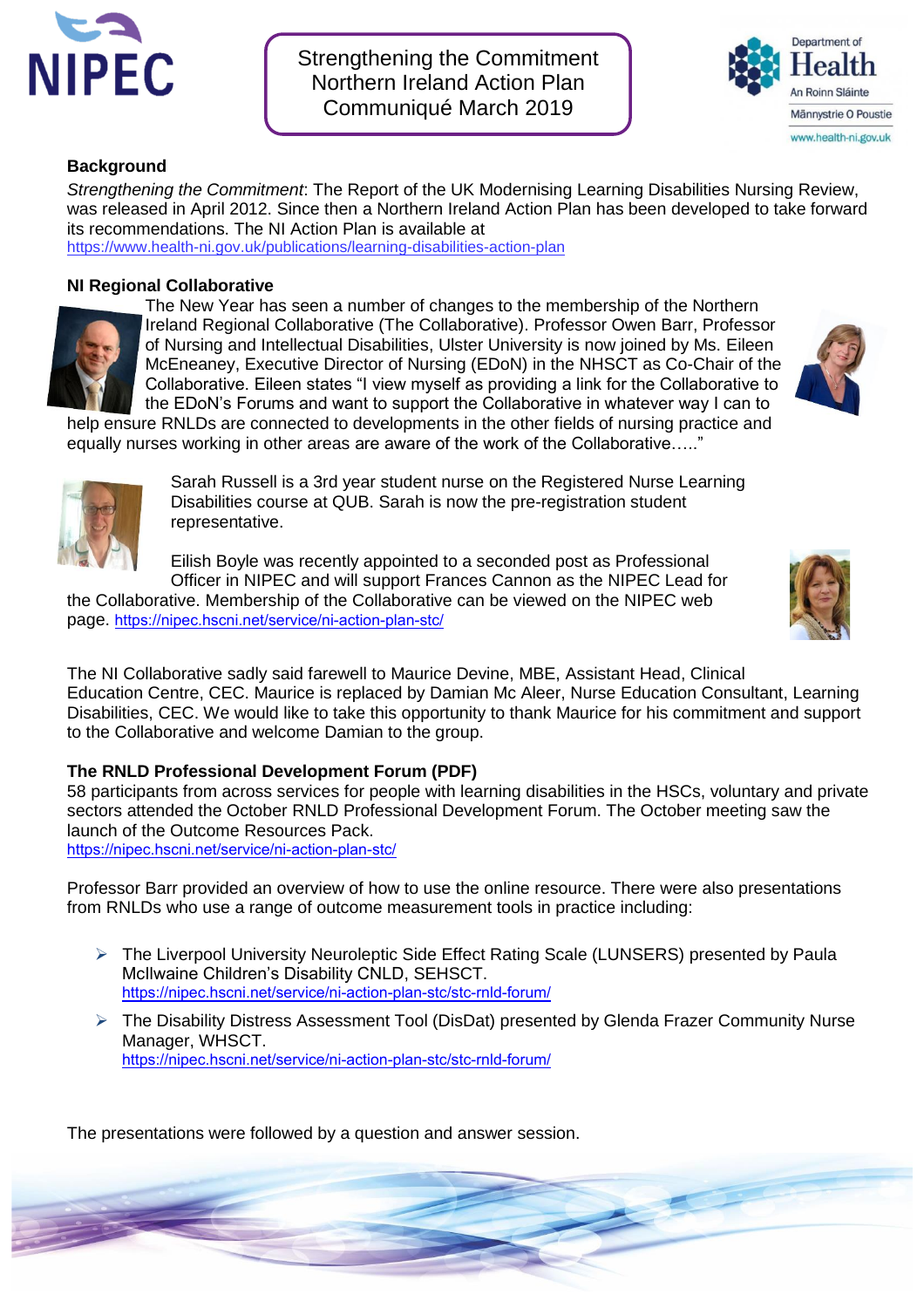Strengthening the Commitment
Northern Ireland Action Plan
Communiqué March 2019

## Background

*Strengthening the Commitment*: The Report of the UK Modernising Learning Disabilities Nursing Review, was released in April 2012. Since then a Northern Ireland Action Plan has been developed to take forward its recommendations. The NI Action Plan is available at
https://www.health-ni.gov.uk/publications/learning-disabilities-action-plan

## NI Regional Collaborative

The New Year has seen a number of changes to the membership of the Northern Ireland Regional Collaborative (The Collaborative). Professor Owen Barr, Professor of Nursing and Intellectual Disabilities, Ulster University is now joined by Ms. Eileen McEneaney, Executive Director of Nursing (EDoN) in the NHSCT as Co-Chair of the Collaborative. Eileen states "I view myself as providing a link for the Collaborative to the EDoN's Forums and want to support the Collaborative in whatever way I can to help ensure RNLDs are connected to developments in the other fields of nursing practice and equally nurses working in other areas are aware of the work of the Collaborative….."

Sarah Russell is a 3rd year student nurse on the Registered Nurse Learning Disabilities course at QUB. Sarah is now the pre-registration student representative.

Eilish Boyle was recently appointed to a seconded post as Professional Officer in NIPEC and will support Frances Cannon as the NIPEC Lead for the Collaborative. Membership of the Collaborative can be viewed on the NIPEC web page. https://nipec.hscni.net/service/ni-action-plan-stc/

The NI Collaborative sadly said farewell to Maurice Devine, MBE, Assistant Head, Clinical Education Centre, CEC. Maurice is replaced by Damian Mc Aleer, Nurse Education Consultant, Learning Disabilities, CEC. We would like to take this opportunity to thank Maurice for his commitment and support to the Collaborative and welcome Damian to the group.

## The RNLD Professional Development Forum (PDF)

58 participants from across services for people with learning disabilities in the HSCs, voluntary and private sectors attended the October RNLD Professional Development Forum. The October meeting saw the launch of the Outcome Resources Pack.
https://nipec.hscni.net/service/ni-action-plan-stc/

Professor Barr provided an overview of how to use the online resource. There were also presentations from RNLDs who use a range of outcome measurement tools in practice including:

- The Liverpool University Neuroleptic Side Effect Rating Scale (LUNSERS) presented by Paula McIlwaine Children's Disability CNLD, SEHSCT.
  https://nipec.hscni.net/service/ni-action-plan-stc/stc-rnld-forum/
- The Disability Distress Assessment Tool (DisDat) presented by Glenda Frazer Community Nurse Manager, WHSCT.
  https://nipec.hscni.net/service/ni-action-plan-stc/stc-rnld-forum/

The presentations were followed by a question and answer session.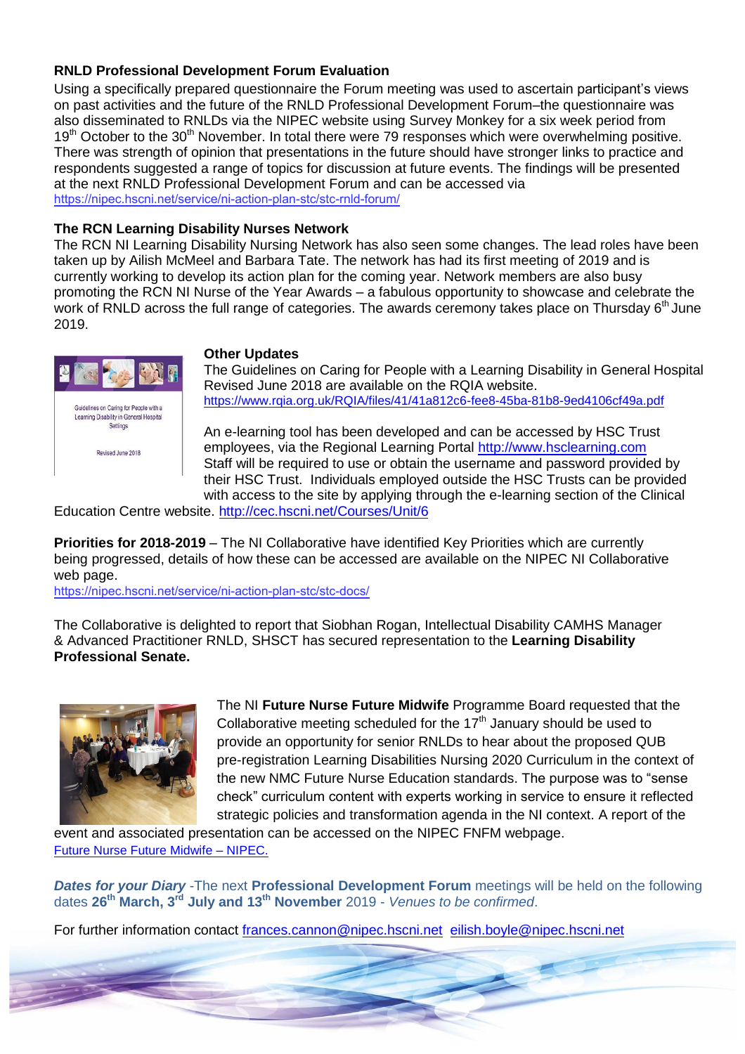**RNLD Professional Development Forum Evaluation**

Using a specifically prepared questionnaire the Forum meeting was used to ascertain participant's views on past activities and the future of the RNLD Professional Development Forum–the questionnaire was also disseminated to RNLDs via the NIPEC website using Survey Monkey for a six week period from 19th October to the 30th November. In total there were 79 responses which were overwhelming positive. There was strength of opinion that presentations in the future should have stronger links to practice and respondents suggested a range of topics for discussion at future events. The findings will be presented at the next RNLD Professional Development Forum and can be accessed via https://nipec.hscni.net/service/ni-action-plan-stc/stc-rnld-forum/

**The RCN Learning Disability Nurses Network**

The RCN NI Learning Disability Nursing Network has also seen some changes. The lead roles have been taken up by Ailish McMeel and Barbara Tate. The network has had its first meeting of 2019 and is currently working to develop its action plan for the coming year. Network members are also busy promoting the RCN NI Nurse of the Year Awards – a fabulous opportunity to showcase and celebrate the work of RNLD across the full range of categories. The awards ceremony takes place on Thursday 6th June 2019.

Guidelines on Caring for People with a Learning Disability in General Hospital Settings

Revised June 2018

**Other Updates**

The Guidelines on Caring for People with a Learning Disability in General Hospital Revised June 2018 are available on the RQIA website. https://www.rqia.org.uk/RQIA/files/41/41a812c6-fee8-45ba-81b8-9ed4106cf49a.pdf

An e-learning tool has been developed and can be accessed by HSC Trust employees, via the Regional Learning Portal http://www.hsclearning.com Staff will be required to use or obtain the username and password provided by their HSC Trust. Individuals employed outside the HSC Trusts can be provided with access to the site by applying through the e-learning section of the Clinical Education Centre website. http://cec.hscni.net/Courses/Unit/6

**Priorities for 2018-2019** – The NI Collaborative have identified Key Priorities which are currently being progressed, details of how these can be accessed are available on the NIPEC NI Collaborative web page.
https://nipec.hscni.net/service/ni-action-plan-stc/stc-docs/

The Collaborative is delighted to report that Siobhan Rogan, Intellectual Disability CAMHS Manager & Advanced Practitioner RNLD, SHSCT has secured representation to the **Learning Disability Professional Senate.**

The NI **Future Nurse Future Midwife** Programme Board requested that the Collaborative meeting scheduled for the 17th January should be used to provide an opportunity for senior RNLDs to hear about the proposed QUB pre-registration Learning Disabilities Nursing 2020 Curriculum in the context of the new NMC Future Nurse Education standards. The purpose was to "sense check" curriculum content with experts working in service to ensure it reflected strategic policies and transformation agenda in the NI context. A report of the event and associated presentation can be accessed on the NIPEC FNFM webpage. Future Nurse Future Midwife – NIPEC.

***Dates for your Diary*** -The next **Professional Development Forum** meetings will be held on the following dates **26th March, 3rd July and 13th November** 2019 - *Venues to be confirmed*.

For further information contact frances.cannon@nipec.hscni.net eilish.boyle@nipec.hscni.net